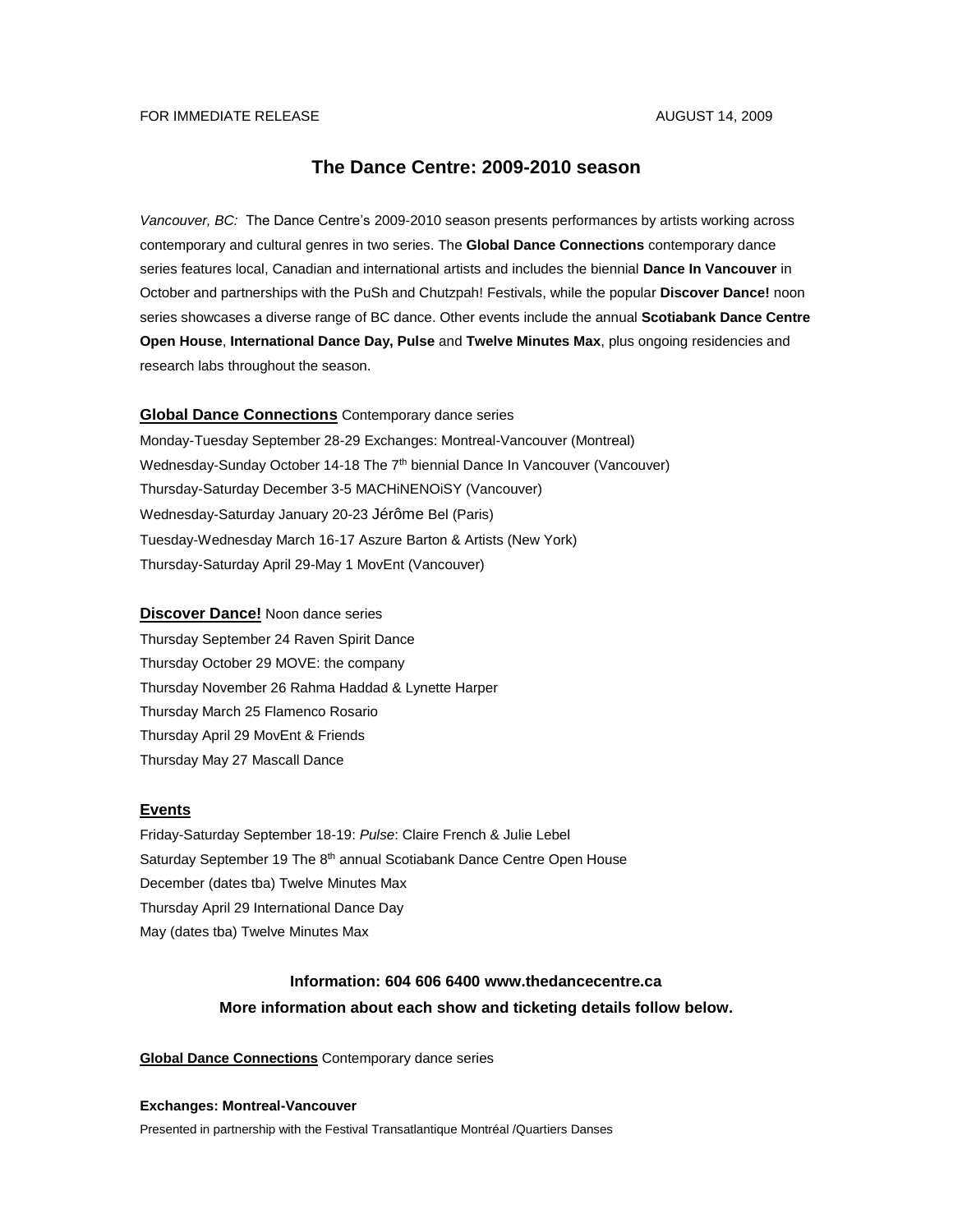FOR IMMEDIATE RELEASE AUGUST 14, 2009

# The Dance Centre: 2009-2010 season

*Vancouver, BC:* The Dance Centre's 2009-2010 season presents performances by artists working across contemporary and cultural genres in two series. The **Global Dance Connections** contemporary dance series features local, Canadian and international artists and includes the biennial **Dance In Vancouver** in October and partnerships with the PuSh and Chutzpah! Festivals, while the popular **Discover Dance!** noon series showcases a diverse range of BC dance. Other events include the annual **Scotiabank Dance Centre Open House**, **International Dance Day, Pulse** and **Twelve Minutes Max**, plus ongoing residencies and research labs throughout the season.

**Global Dance Connections** Contemporary dance series

Monday-Tuesday September 28-29 Exchanges: Montreal-Vancouver (Montreal)
Wednesday-Sunday October 14-18 The 7th biennial Dance In Vancouver (Vancouver)
Thursday-Saturday December 3-5 MACHiNENOiSY (Vancouver)
Wednesday-Saturday January 20-23 Jérôme Bel (Paris)
Tuesday-Wednesday March 16-17 Aszure Barton & Artists (New York)
Thursday-Saturday April 29-May 1 MovEnt (Vancouver)

**Discover Dance!** Noon dance series

Thursday September 24 Raven Spirit Dance
Thursday October 29 MOVE: the company
Thursday November 26 Rahma Haddad & Lynette Harper
Thursday March 25 Flamenco Rosario
Thursday April 29 MovEnt & Friends
Thursday May 27 Mascall Dance

**Events**

Friday-Saturday September 18-19: *Pulse*: Claire French & Julie Lebel
Saturday September 19 The 8th annual Scotiabank Dance Centre Open House
December (dates tba) Twelve Minutes Max
Thursday April 29 International Dance Day
May (dates tba) Twelve Minutes Max

**Information: 604 606 6400 www.thedancecentre.ca**
**More information about each show and ticketing details follow below.**

**Global Dance Connections** Contemporary dance series

**Exchanges: Montreal-Vancouver**
Presented in partnership with the Festival Transatlantique Montréal /Quartiers Danses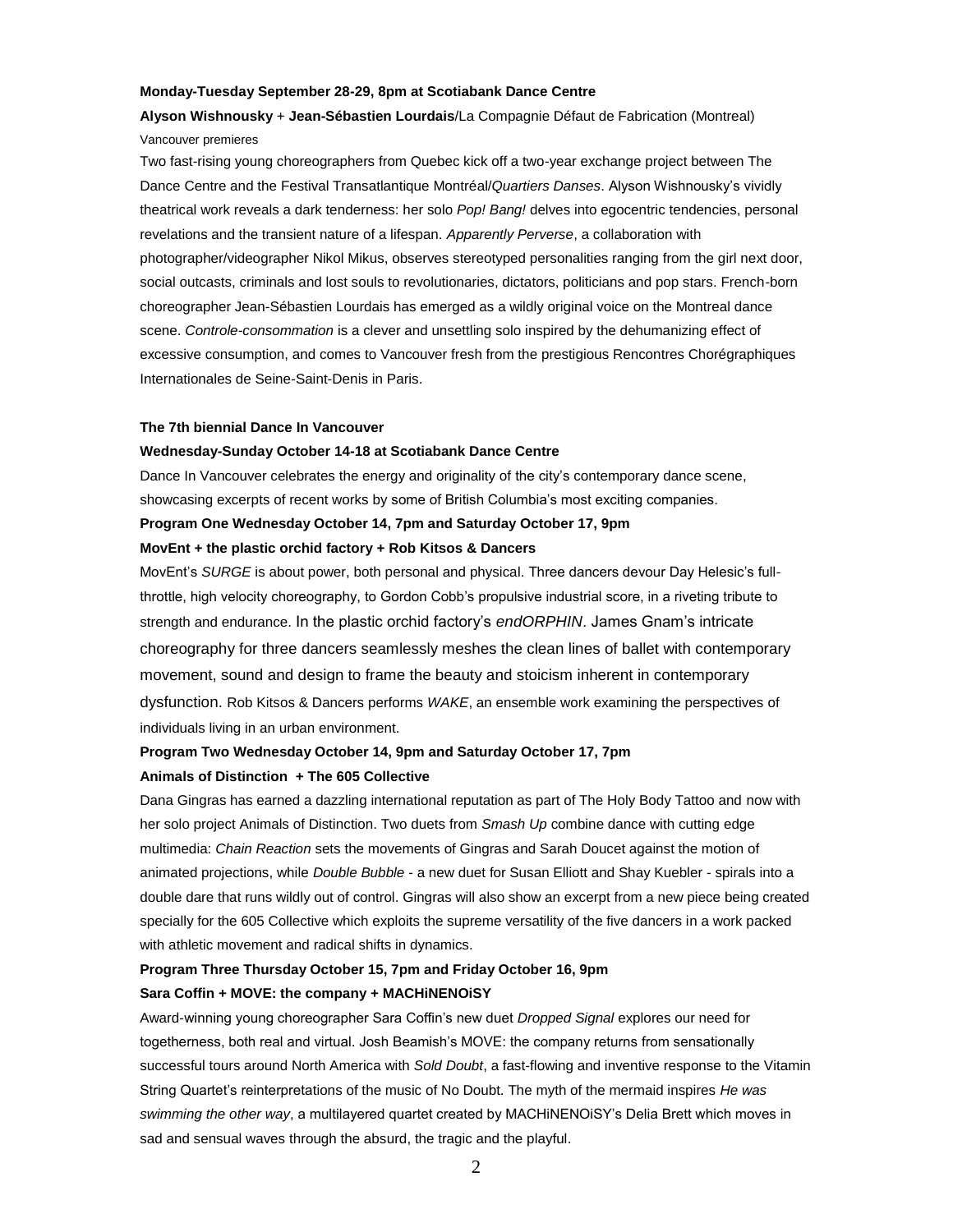**Monday-Tuesday September 28-29, 8pm at Scotiabank Dance Centre**

**Alyson Wishnousky** + **Jean-Sébastien Lourdais**/La Compagnie Défaut de Fabrication (Montreal)

Vancouver premieres

Two fast-rising young choreographers from Quebec kick off a two-year exchange project between The Dance Centre and the Festival Transatlantique Montréal/*Quartiers Danses*. Alyson Wishnousky's vividly theatrical work reveals a dark tenderness: her solo *Pop! Bang!* delves into egocentric tendencies, personal revelations and the transient nature of a lifespan. *Apparently Perverse*, a collaboration with photographer/videographer Nikol Mikus, observes stereotyped personalities ranging from the girl next door, social outcasts, criminals and lost souls to revolutionaries, dictators, politicians and pop stars. French-born choreographer Jean-Sébastien Lourdais has emerged as a wildly original voice on the Montreal dance scene. *Controle-consommation* is a clever and unsettling solo inspired by the dehumanizing effect of excessive consumption, and comes to Vancouver fresh from the prestigious Rencontres Chorégraphiques Internationales de Seine-Saint-Denis in Paris.

**The 7th biennial Dance In Vancouver**

**Wednesday-Sunday October 14-18 at Scotiabank Dance Centre**

Dance In Vancouver celebrates the energy and originality of the city's contemporary dance scene, showcasing excerpts of recent works by some of British Columbia's most exciting companies.

**Program One Wednesday October 14, 7pm and Saturday October 17, 9pm**

**MovEnt + the plastic orchid factory + Rob Kitsos & Dancers**

MovEnt's *SURGE* is about power, both personal and physical. Three dancers devour Day Helesic's full-throttle, high velocity choreography, to Gordon Cobb's propulsive industrial score, in a riveting tribute to strength and endurance. In the plastic orchid factory's *endORPHIN*. James Gnam's intricate choreography for three dancers seamlessly meshes the clean lines of ballet with contemporary movement, sound and design to frame the beauty and stoicism inherent in contemporary dysfunction. Rob Kitsos & Dancers performs *WAKE*, an ensemble work examining the perspectives of individuals living in an urban environment.

**Program Two Wednesday October 14, 9pm and Saturday October 17, 7pm**

**Animals of Distinction + The 605 Collective**

Dana Gingras has earned a dazzling international reputation as part of The Holy Body Tattoo and now with her solo project Animals of Distinction. Two duets from *Smash Up* combine dance with cutting edge multimedia: *Chain Reaction* sets the movements of Gingras and Sarah Doucet against the motion of animated projections, while *Double Bubble* - a new duet for Susan Elliott and Shay Kuebler - spirals into a double dare that runs wildly out of control. Gingras will also show an excerpt from a new piece being created specially for the 605 Collective which exploits the supreme versatility of the five dancers in a work packed with athletic movement and radical shifts in dynamics.

**Program Three Thursday October 15, 7pm and Friday October 16, 9pm**

**Sara Coffin + MOVE: the company + MACHiNENOiSY**

Award-winning young choreographer Sara Coffin's new duet *Dropped Signal* explores our need for togetherness, both real and virtual. Josh Beamish's MOVE: the company returns from sensationally successful tours around North America with *Sold Doubt*, a fast-flowing and inventive response to the Vitamin String Quartet's reinterpretations of the music of No Doubt. The myth of the mermaid inspires *He was swimming the other way*, a multilayered quartet created by MACHiNENOiSY's Delia Brett which moves in sad and sensual waves through the absurd, the tragic and the playful.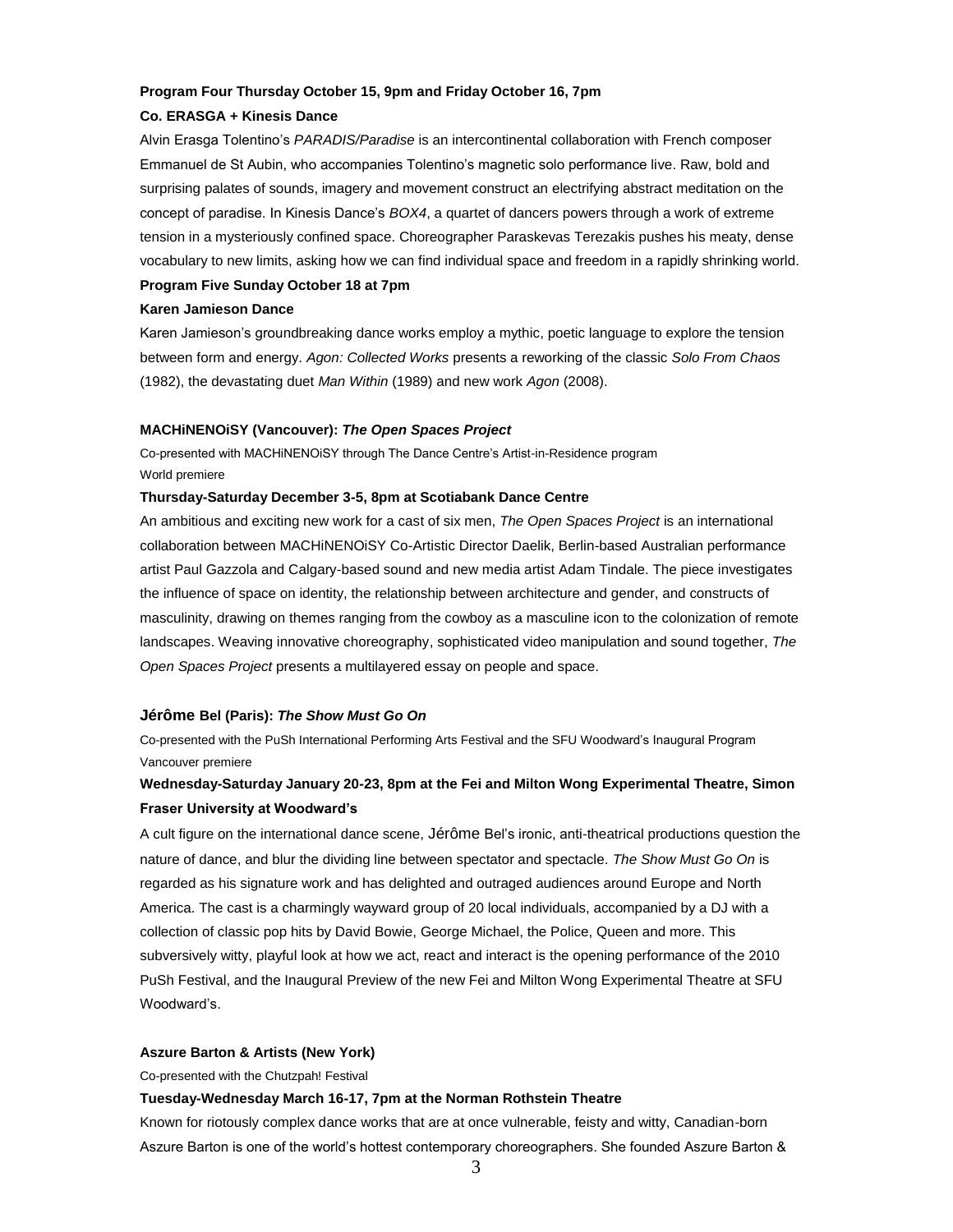**Program Four Thursday October 15, 9pm and Friday October 16, 7pm**

**Co. ERASGA + Kinesis Dance**

Alvin Erasga Tolentino's *PARADIS/Paradise* is an intercontinental collaboration with French composer Emmanuel de St Aubin, who accompanies Tolentino's magnetic solo performance live. Raw, bold and surprising palates of sounds, imagery and movement construct an electrifying abstract meditation on the concept of paradise. In Kinesis Dance's *BOX4*, a quartet of dancers powers through a work of extreme tension in a mysteriously confined space. Choreographer Paraskevas Terezakis pushes his meaty, dense vocabulary to new limits, asking how we can find individual space and freedom in a rapidly shrinking world.

**Program Five Sunday October 18 at 7pm**

**Karen Jamieson Dance**

Karen Jamieson's groundbreaking dance works employ a mythic, poetic language to explore the tension between form and energy. *Agon: Collected Works* presents a reworking of the classic *Solo From Chaos* (1982), the devastating duet *Man Within* (1989) and new work *Agon* (2008).

**MACHiNENOiSY (Vancouver): *The Open Spaces Project***

Co-presented with MACHiNENOiSY through The Dance Centre's Artist-in-Residence program
World premiere

**Thursday-Saturday December 3-5, 8pm at Scotiabank Dance Centre**

An ambitious and exciting new work for a cast of six men, *The Open Spaces Project* is an international collaboration between MACHiNENOiSY Co-Artistic Director Daelik, Berlin-based Australian performance artist Paul Gazzola and Calgary-based sound and new media artist Adam Tindale. The piece investigates the influence of space on identity, the relationship between architecture and gender, and constructs of masculinity, drawing on themes ranging from the cowboy as a masculine icon to the colonization of remote landscapes. Weaving innovative choreography, sophisticated video manipulation and sound together, *The Open Spaces Project* presents a multilayered essay on people and space.

**Jérôme Bel (Paris): *The Show Must Go On***

Co-presented with the PuSh International Performing Arts Festival and the SFU Woodward's Inaugural Program
Vancouver premiere

**Wednesday-Saturday January 20-23, 8pm at the Fei and Milton Wong Experimental Theatre, Simon Fraser University at Woodward's**

A cult figure on the international dance scene, Jérôme Bel's ironic, anti-theatrical productions question the nature of dance, and blur the dividing line between spectator and spectacle. *The Show Must Go On* is regarded as his signature work and has delighted and outraged audiences around Europe and North America. The cast is a charmingly wayward group of 20 local individuals, accompanied by a DJ with a collection of classic pop hits by David Bowie, George Michael, the Police, Queen and more. This subversively witty, playful look at how we act, react and interact is the opening performance of the 2010 PuSh Festival, and the Inaugural Preview of the new Fei and Milton Wong Experimental Theatre at SFU Woodward's.

**Aszure Barton & Artists (New York)**

Co-presented with the Chutzpah! Festival

**Tuesday-Wednesday March 16-17, 7pm at the Norman Rothstein Theatre**

Known for riotously complex dance works that are at once vulnerable, feisty and witty, Canadian-born Aszure Barton is one of the world's hottest contemporary choreographers. She founded Aszure Barton &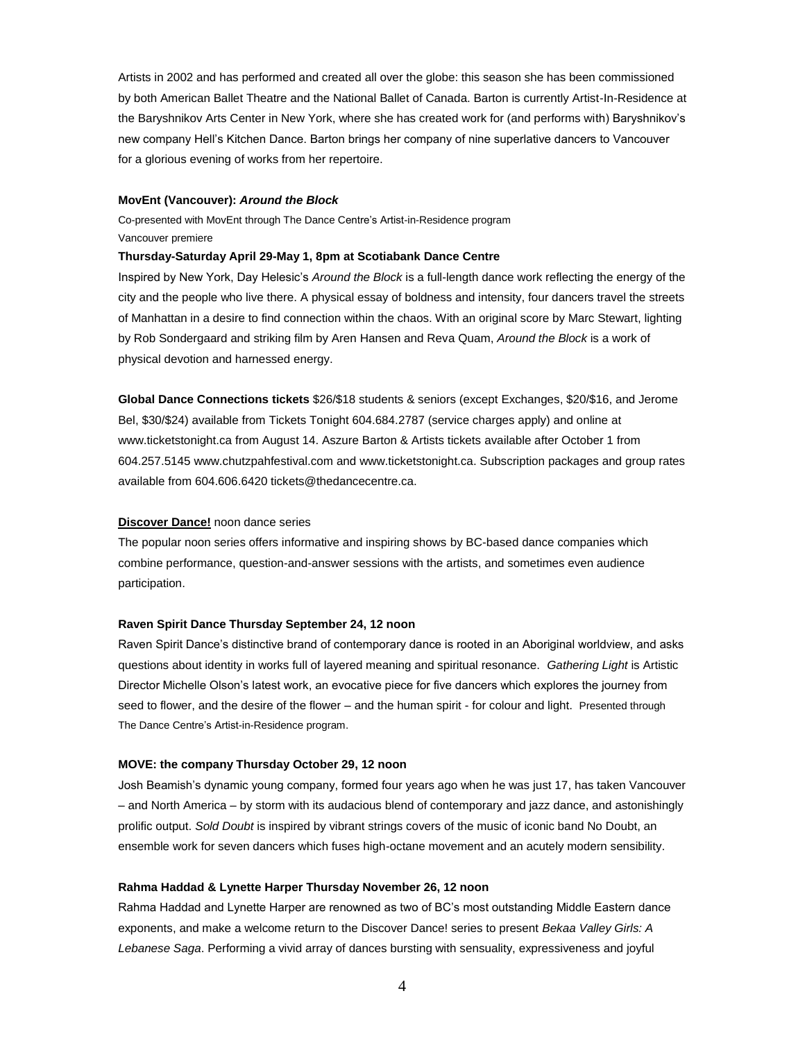Artists in 2002 and has performed and created all over the globe: this season she has been commissioned by both American Ballet Theatre and the National Ballet of Canada. Barton is currently Artist-In-Residence at the Baryshnikov Arts Center in New York, where she has created work for (and performs with) Baryshnikov's new company Hell's Kitchen Dance. Barton brings her company of nine superlative dancers to Vancouver for a glorious evening of works from her repertoire.

**MovEnt (Vancouver):** ***Around the Block***

Co-presented with MovEnt through The Dance Centre's Artist-in-Residence program
Vancouver premiere

**Thursday-Saturday April 29-May 1, 8pm at Scotiabank Dance Centre**

Inspired by New York, Day Helesic's *Around the Block* is a full-length dance work reflecting the energy of the city and the people who live there. A physical essay of boldness and intensity, four dancers travel the streets of Manhattan in a desire to find connection within the chaos. With an original score by Marc Stewart, lighting by Rob Sondergaard and striking film by Aren Hansen and Reva Quam, *Around the Block* is a work of physical devotion and harnessed energy.

**Global Dance Connections tickets** $26/$18 students & seniors (except Exchanges, $20/$16, and Jerome Bel, $30/$24) available from Tickets Tonight 604.684.2787 (service charges apply) and online at www.ticketstonight.ca from August 14. Aszure Barton & Artists tickets available after October 1 from 604.257.5145 www.chutzpahfestival.com and www.ticketstonight.ca. Subscription packages and group rates available from 604.606.6420 tickets@thedancecentre.ca.

**Discover Dance!** noon dance series

The popular noon series offers informative and inspiring shows by BC-based dance companies which combine performance, question-and-answer sessions with the artists, and sometimes even audience participation.

**Raven Spirit Dance Thursday September 24, 12 noon**

Raven Spirit Dance's distinctive brand of contemporary dance is rooted in an Aboriginal worldview, and asks questions about identity in works full of layered meaning and spiritual resonance. *Gathering Light* is Artistic Director Michelle Olson's latest work, an evocative piece for five dancers which explores the journey from seed to flower, and the desire of the flower – and the human spirit - for colour and light. Presented through The Dance Centre's Artist-in-Residence program.

**MOVE: the company Thursday October 29, 12 noon**

Josh Beamish's dynamic young company, formed four years ago when he was just 17, has taken Vancouver – and North America – by storm with its audacious blend of contemporary and jazz dance, and astonishingly prolific output. *Sold Doubt* is inspired by vibrant strings covers of the music of iconic band No Doubt, an ensemble work for seven dancers which fuses high-octane movement and an acutely modern sensibility.

**Rahma Haddad & Lynette Harper Thursday November 26, 12 noon**

Rahma Haddad and Lynette Harper are renowned as two of BC's most outstanding Middle Eastern dance exponents, and make a welcome return to the Discover Dance! series to present *Bekaa Valley Girls: A Lebanese Saga*. Performing a vivid array of dances bursting with sensuality, expressiveness and joyful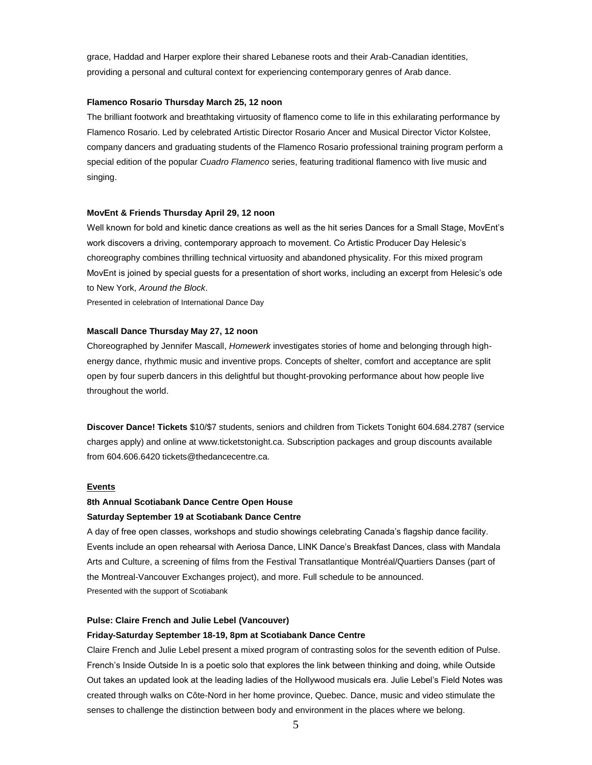grace, Haddad and Harper explore their shared Lebanese roots and their Arab-Canadian identities, providing a personal and cultural context for experiencing contemporary genres of Arab dance.

**Flamenco Rosario Thursday March 25, 12 noon**

The brilliant footwork and breathtaking virtuosity of flamenco come to life in this exhilarating performance by Flamenco Rosario. Led by celebrated Artistic Director Rosario Ancer and Musical Director Victor Kolstee, company dancers and graduating students of the Flamenco Rosario professional training program perform a special edition of the popular *Cuadro Flamenco* series, featuring traditional flamenco with live music and singing.

**MovEnt & Friends Thursday April 29, 12 noon**

Well known for bold and kinetic dance creations as well as the hit series Dances for a Small Stage, MovEnt's work discovers a driving, contemporary approach to movement. Co Artistic Producer Day Helesic's choreography combines thrilling technical virtuosity and abandoned physicality. For this mixed program MovEnt is joined by special guests for a presentation of short works, including an excerpt from Helesic's ode to New York, *Around the Block*.

Presented in celebration of International Dance Day

**Mascall Dance Thursday May 27, 12 noon**

Choreographed by Jennifer Mascall, *Homewerk* investigates stories of home and belonging through high-energy dance, rhythmic music and inventive props. Concepts of shelter, comfort and acceptance are split open by four superb dancers in this delightful but thought-provoking performance about how people live throughout the world.

**Discover Dance! Tickets** $10/$7 students, seniors and children from Tickets Tonight 604.684.2787 (service charges apply) and online at www.ticketstonight.ca. Subscription packages and group discounts available from 604.606.6420 tickets@thedancecentre.ca.

## Events

**8th Annual Scotiabank Dance Centre Open House**
**Saturday September 19 at Scotiabank Dance Centre**

A day of free open classes, workshops and studio showings celebrating Canada's flagship dance facility. Events include an open rehearsal with Aeriosa Dance, LINK Dance's Breakfast Dances, class with Mandala Arts and Culture, a screening of films from the Festival Transatlantique Montréal/Quartiers Danses (part of the Montreal-Vancouver Exchanges project), and more. Full schedule to be announced.

Presented with the support of Scotiabank

**Pulse: Claire French and Julie Lebel (Vancouver)**
**Friday-Saturday September 18-19, 8pm at Scotiabank Dance Centre**

Claire French and Julie Lebel present a mixed program of contrasting solos for the seventh edition of Pulse. French's Inside Outside In is a poetic solo that explores the link between thinking and doing, while Outside Out takes an updated look at the leading ladies of the Hollywood musicals era. Julie Lebel's Field Notes was created through walks on Côte-Nord in her home province, Quebec. Dance, music and video stimulate the senses to challenge the distinction between body and environment in the places where we belong.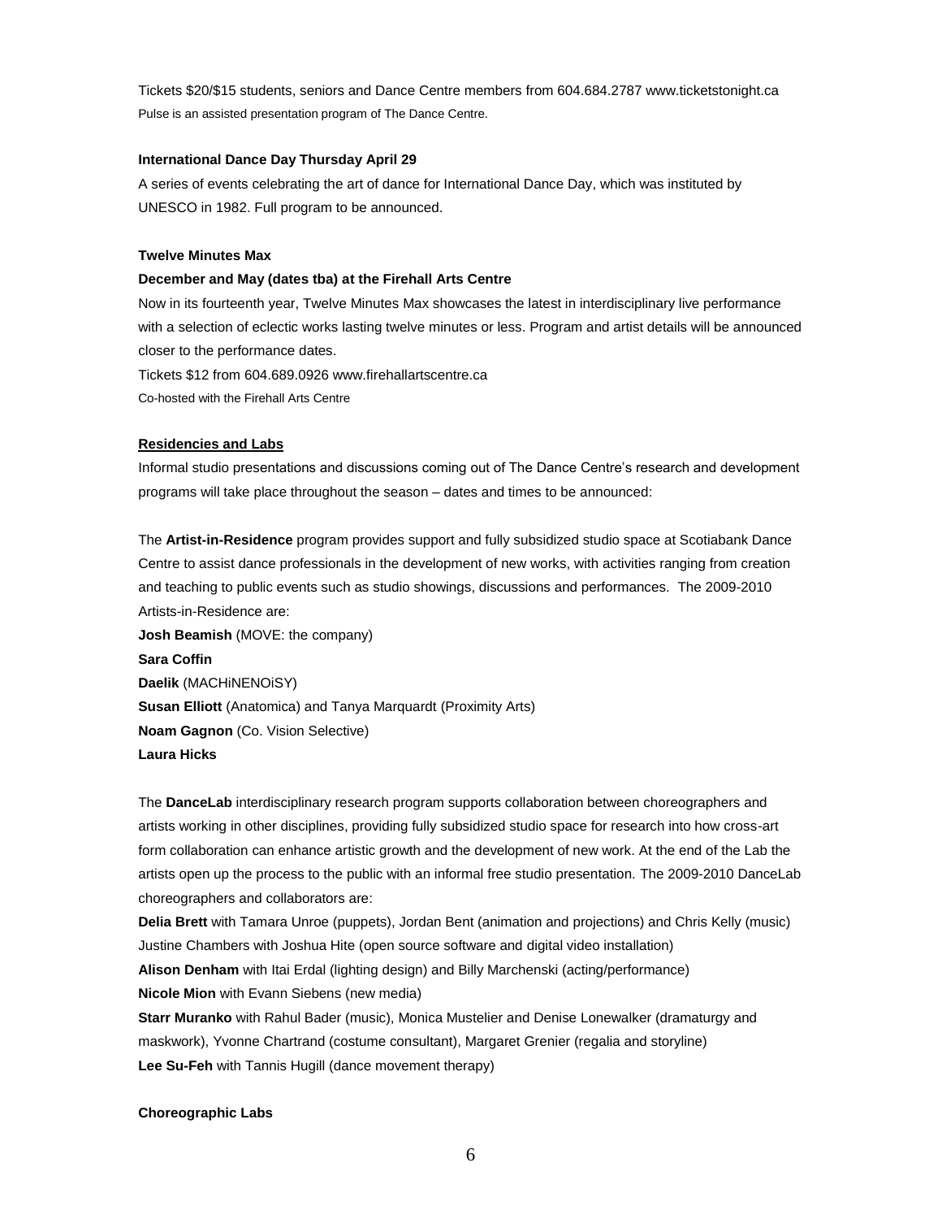Tickets $20/$15 students, seniors and Dance Centre members from 604.684.2787 www.ticketstonight.ca

Pulse is an assisted presentation program of The Dance Centre.

**International Dance Day Thursday April 29**

A series of events celebrating the art of dance for International Dance Day, which was instituted by UNESCO in 1982. Full program to be announced.

**Twelve Minutes Max**

**December and May (dates tba) at the Firehall Arts Centre**

Now in its fourteenth year, Twelve Minutes Max showcases the latest in interdisciplinary live performance with a selection of eclectic works lasting twelve minutes or less. Program and artist details will be announced closer to the performance dates.

Tickets $12 from 604.689.0926 www.firehallartscentre.ca

Co-hosted with the Firehall Arts Centre

**Residencies and Labs**

Informal studio presentations and discussions coming out of The Dance Centre's research and development programs will take place throughout the season – dates and times to be announced:

The **Artist-in-Residence** program provides support and fully subsidized studio space at Scotiabank Dance Centre to assist dance professionals in the development of new works, with activities ranging from creation and teaching to public events such as studio showings, discussions and performances. The 2009-2010 Artists-in-Residence are:

**Josh Beamish** (MOVE: the company)
**Sara Coffin**
**Daelik** (MACHiNENOiSY)
**Susan Elliott** (Anatomica) and Tanya Marquardt (Proximity Arts)
**Noam Gagnon** (Co. Vision Selective)
**Laura Hicks**

The **DanceLab** interdisciplinary research program supports collaboration between choreographers and artists working in other disciplines, providing fully subsidized studio space for research into how cross-art form collaboration can enhance artistic growth and the development of new work. At the end of the Lab the artists open up the process to the public with an informal free studio presentation. The 2009-2010 DanceLab choreographers and collaborators are:

**Delia Brett** with Tamara Unroe (puppets), Jordan Bent (animation and projections) and Chris Kelly (music)
Justine Chambers with Joshua Hite (open source software and digital video installation)
**Alison Denham** with Itai Erdal (lighting design) and Billy Marchenski (acting/performance)
**Nicole Mion** with Evann Siebens (new media)
**Starr Muranko** with Rahul Bader (music), Monica Mustelier and Denise Lonewalker (dramaturgy and maskwork), Yvonne Chartrand (costume consultant), Margaret Grenier (regalia and storyline)
**Lee Su-Feh** with Tannis Hugill (dance movement therapy)

**Choreographic Labs**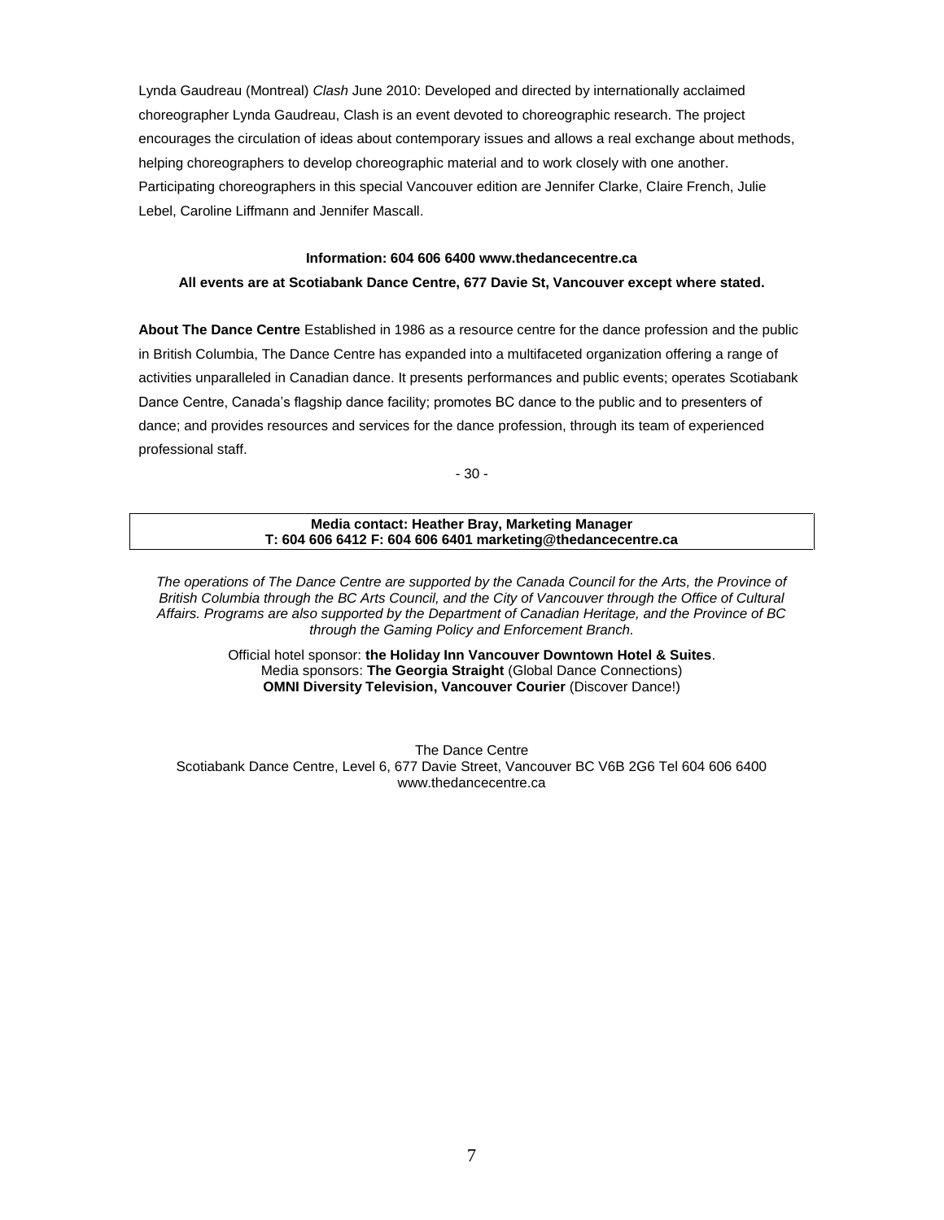Lynda Gaudreau (Montreal) *Clash* June 2010: Developed and directed by internationally acclaimed choreographer Lynda Gaudreau, Clash is an event devoted to choreographic research. The project encourages the circulation of ideas about contemporary issues and allows a real exchange about methods, helping choreographers to develop choreographic material and to work closely with one another. Participating choreographers in this special Vancouver edition are Jennifer Clarke, Claire French, Julie Lebel, Caroline Liffmann and Jennifer Mascall.

**Information: 604 606 6400 www.thedancecentre.ca**

**All events are at Scotiabank Dance Centre, 677 Davie St, Vancouver except where stated.**

**About The Dance Centre** Established in 1986 as a resource centre for the dance profession and the public in British Columbia, The Dance Centre has expanded into a multifaceted organization offering a range of activities unparalleled in Canadian dance. It presents performances and public events; operates Scotiabank Dance Centre, Canada's flagship dance facility; promotes BC dance to the public and to presenters of dance; and provides resources and services for the dance profession, through its team of experienced professional staff.

\- 30 -

**Media contact: Heather Bray, Marketing Manager**
**T: 604 606 6412 F: 604 606 6401 marketing@thedancecentre.ca**

*The operations of The Dance Centre are supported by the Canada Council for the Arts, the Province of British Columbia through the BC Arts Council, and the City of Vancouver through the Office of Cultural Affairs. Programs are also supported by the Department of Canadian Heritage, and the Province of BC through the Gaming Policy and Enforcement Branch.*

Official hotel sponsor: **the Holiday Inn Vancouver Downtown Hotel & Suites**.
Media sponsors: **The Georgia Straight** (Global Dance Connections)
**OMNI Diversity Television, Vancouver Courier** (Discover Dance!)

The Dance Centre
Scotiabank Dance Centre, Level 6, 677 Davie Street, Vancouver BC V6B 2G6 Tel 604 606 6400
www.thedancecentre.ca